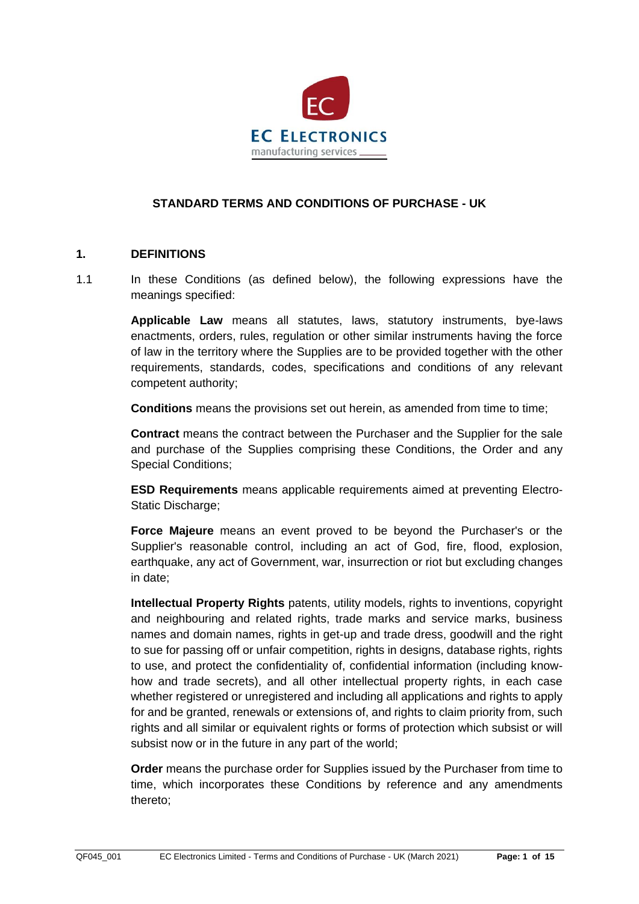EC ELECTRONICS

manufacturing services

## STANDARD TERMS AND CONDITIONS OF PURCHASE - UK

### 1. DEFINITIONS

1.1 In these Conditions (as defined below), the following expressions have the meanings specified:

**Applicable Law** means all statutes, laws, statutory instruments, bye-laws enactments, orders, rules, regulation or other similar instruments having the force of law in the territory where the Supplies are to be provided together with the other requirements, standards, codes, specifications and conditions of any relevant competent authority;

**Conditions** means the provisions set out herein, as amended from time to time;

**Contract** means the contract between the Purchaser and the Supplier for the sale and purchase of the Supplies comprising these Conditions, the Order and any Special Conditions;

**ESD Requirements** means applicable requirements aimed at preventing Electro-Static Discharge;

**Force Majeure** means an event proved to be beyond the Purchaser's or the Supplier's reasonable control, including an act of God, fire, flood, explosion, earthquake, any act of Government, war, insurrection or riot but excluding changes in date;

**Intellectual Property Rights** patents, utility models, rights to inventions, copyright and neighbouring and related rights, trade marks and service marks, business names and domain names, rights in get-up and trade dress, goodwill and the right to sue for passing off or unfair competition, rights in designs, database rights, rights to use, and protect the confidentiality of, confidential information (including know-how and trade secrets), and all other intellectual property rights, in each case whether registered or unregistered and including all applications and rights to apply for and be granted, renewals or extensions of, and rights to claim priority from, such rights and all similar or equivalent rights or forms of protection which subsist or will subsist now or in the future in any part of the world;

**Order** means the purchase order for Supplies issued by the Purchaser from time to time, which incorporates these Conditions by reference and any amendments thereto;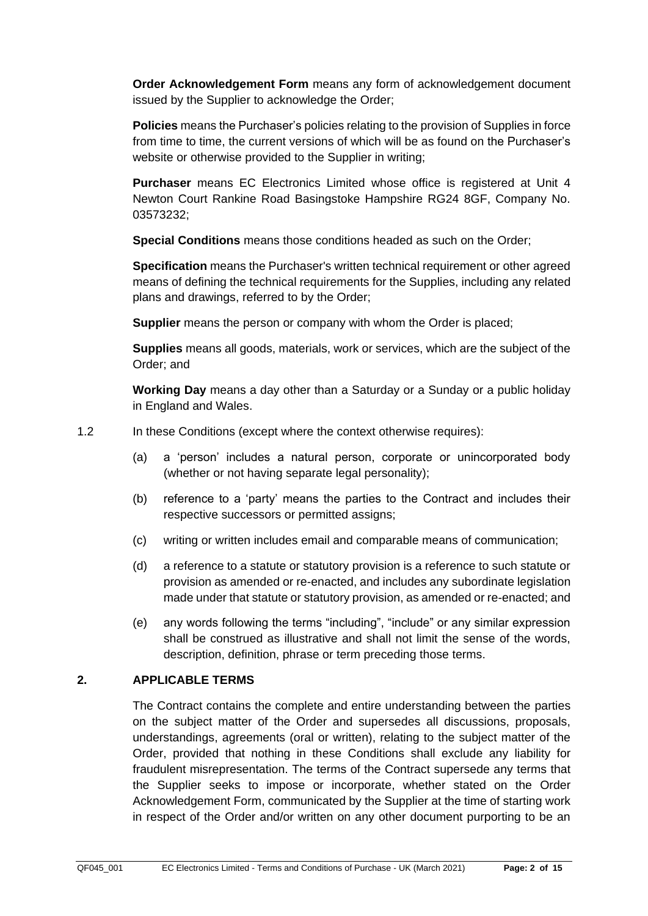**Order Acknowledgement Form** means any form of acknowledgement document issued by the Supplier to acknowledge the Order;

**Policies** means the Purchaser's policies relating to the provision of Supplies in force from time to time, the current versions of which will be as found on the Purchaser's website or otherwise provided to the Supplier in writing;

**Purchaser** means EC Electronics Limited whose office is registered at Unit 4 Newton Court Rankine Road Basingstoke Hampshire RG24 8GF, Company No. 03573232;

**Special Conditions** means those conditions headed as such on the Order;

**Specification** means the Purchaser's written technical requirement or other agreed means of defining the technical requirements for the Supplies, including any related plans and drawings, referred to by the Order;

**Supplier** means the person or company with whom the Order is placed;

**Supplies** means all goods, materials, work or services, which are the subject of the Order; and

**Working Day** means a day other than a Saturday or a Sunday or a public holiday in England and Wales.

1.2 In these Conditions (except where the context otherwise requires):

(a) a 'person' includes a natural person, corporate or unincorporated body (whether or not having separate legal personality);

(b) reference to a 'party' means the parties to the Contract and includes their respective successors or permitted assigns;

(c) writing or written includes email and comparable means of communication;

(d) a reference to a statute or statutory provision is a reference to such statute or provision as amended or re-enacted, and includes any subordinate legislation made under that statute or statutory provision, as amended or re-enacted; and

(e) any words following the terms "including", "include" or any similar expression shall be construed as illustrative and shall not limit the sense of the words, description, definition, phrase or term preceding those terms.

## 2. APPLICABLE TERMS

The Contract contains the complete and entire understanding between the parties on the subject matter of the Order and supersedes all discussions, proposals, understandings, agreements (oral or written), relating to the subject matter of the Order, provided that nothing in these Conditions shall exclude any liability for fraudulent misrepresentation. The terms of the Contract supersede any terms that the Supplier seeks to impose or incorporate, whether stated on the Order Acknowledgement Form, communicated by the Supplier at the time of starting work in respect of the Order and/or written on any other document purporting to be an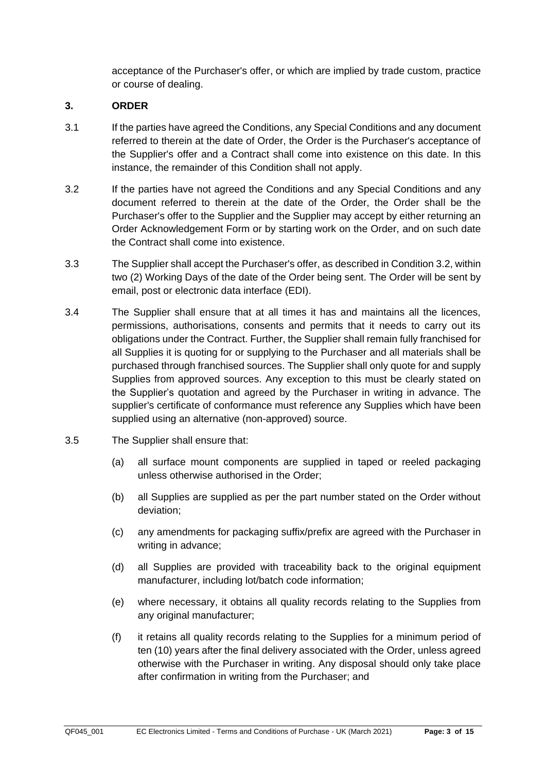acceptance of the Purchaser's offer, or which are implied by trade custom, practice or course of dealing.

## 3. ORDER

3.1 If the parties have agreed the Conditions, any Special Conditions and any document referred to therein at the date of Order, the Order is the Purchaser's acceptance of the Supplier's offer and a Contract shall come into existence on this date. In this instance, the remainder of this Condition shall not apply.

3.2 If the parties have not agreed the Conditions and any Special Conditions and any document referred to therein at the date of the Order, the Order shall be the Purchaser's offer to the Supplier and the Supplier may accept by either returning an Order Acknowledgement Form or by starting work on the Order, and on such date the Contract shall come into existence.

3.3 The Supplier shall accept the Purchaser's offer, as described in Condition 3.2, within two (2) Working Days of the date of the Order being sent. The Order will be sent by email, post or electronic data interface (EDI).

3.4 The Supplier shall ensure that at all times it has and maintains all the licences, permissions, authorisations, consents and permits that it needs to carry out its obligations under the Contract. Further, the Supplier shall remain fully franchised for all Supplies it is quoting for or supplying to the Purchaser and all materials shall be purchased through franchised sources. The Supplier shall only quote for and supply Supplies from approved sources. Any exception to this must be clearly stated on the Supplier's quotation and agreed by the Purchaser in writing in advance. The supplier's certificate of conformance must reference any Supplies which have been supplied using an alternative (non-approved) source.

3.5 The Supplier shall ensure that:

(a) all surface mount components are supplied in taped or reeled packaging unless otherwise authorised in the Order;

(b) all Supplies are supplied as per the part number stated on the Order without deviation;

(c) any amendments for packaging suffix/prefix are agreed with the Purchaser in writing in advance;

(d) all Supplies are provided with traceability back to the original equipment manufacturer, including lot/batch code information;

(e) where necessary, it obtains all quality records relating to the Supplies from any original manufacturer;

(f) it retains all quality records relating to the Supplies for a minimum period of ten (10) years after the final delivery associated with the Order, unless agreed otherwise with the Purchaser in writing. Any disposal should only take place after confirmation in writing from the Purchaser; and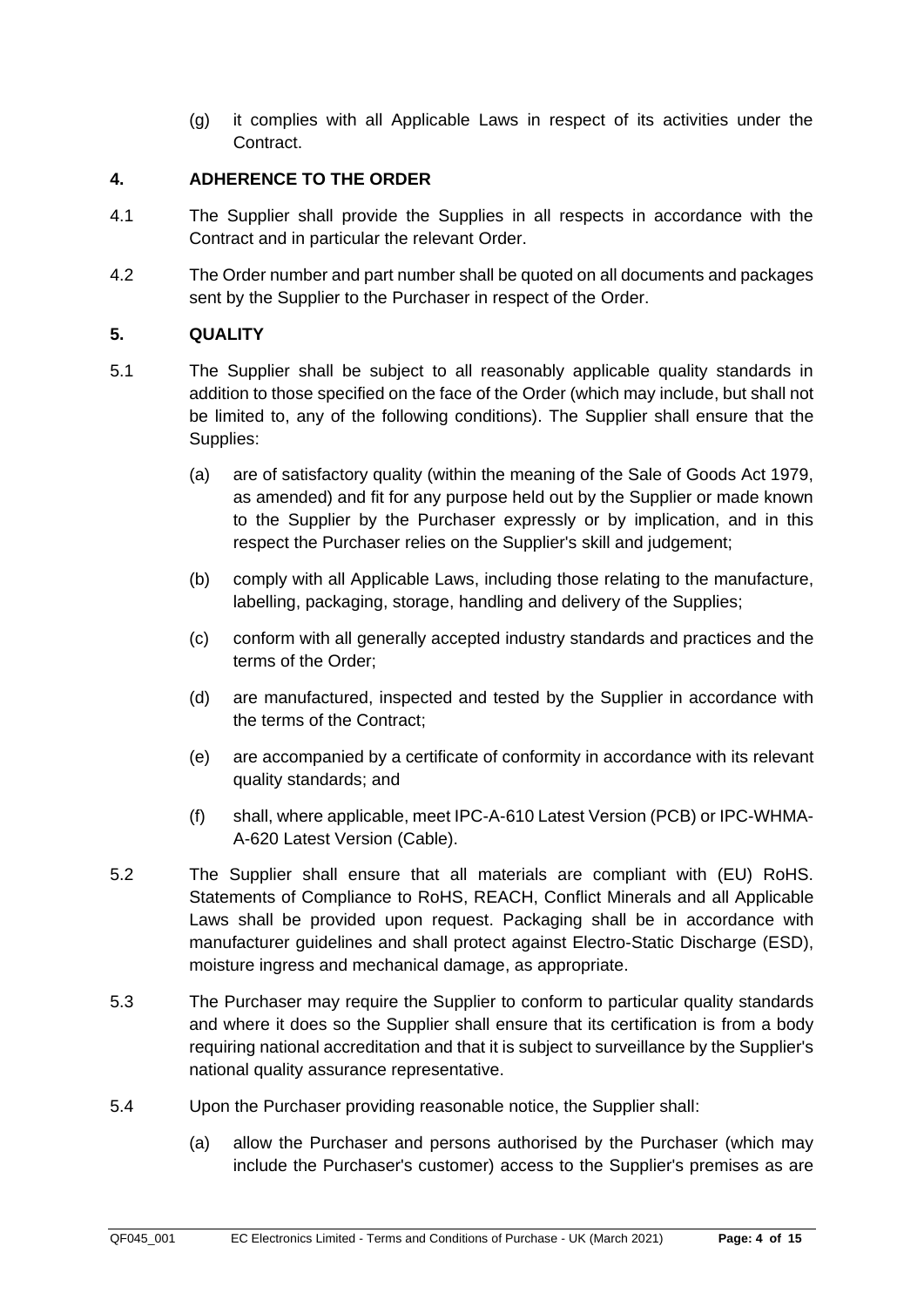(g) it complies with all Applicable Laws in respect of its activities under the Contract.

## 4. ADHERENCE TO THE ORDER

4.1 The Supplier shall provide the Supplies in all respects in accordance with the Contract and in particular the relevant Order.

4.2 The Order number and part number shall be quoted on all documents and packages sent by the Supplier to the Purchaser in respect of the Order.

## 5. QUALITY

5.1 The Supplier shall be subject to all reasonably applicable quality standards in addition to those specified on the face of the Order (which may include, but shall not be limited to, any of the following conditions). The Supplier shall ensure that the Supplies:

(a) are of satisfactory quality (within the meaning of the Sale of Goods Act 1979, as amended) and fit for any purpose held out by the Supplier or made known to the Supplier by the Purchaser expressly or by implication, and in this respect the Purchaser relies on the Supplier's skill and judgement;

(b) comply with all Applicable Laws, including those relating to the manufacture, labelling, packaging, storage, handling and delivery of the Supplies;

(c) conform with all generally accepted industry standards and practices and the terms of the Order;

(d) are manufactured, inspected and tested by the Supplier in accordance with the terms of the Contract;

(e) are accompanied by a certificate of conformity in accordance with its relevant quality standards; and

(f) shall, where applicable, meet IPC-A-610 Latest Version (PCB) or IPC-WHMA-A-620 Latest Version (Cable).

5.2 The Supplier shall ensure that all materials are compliant with (EU) RoHS. Statements of Compliance to RoHS, REACH, Conflict Minerals and all Applicable Laws shall be provided upon request. Packaging shall be in accordance with manufacturer guidelines and shall protect against Electro-Static Discharge (ESD), moisture ingress and mechanical damage, as appropriate.

5.3 The Purchaser may require the Supplier to conform to particular quality standards and where it does so the Supplier shall ensure that its certification is from a body requiring national accreditation and that it is subject to surveillance by the Supplier's national quality assurance representative.

5.4 Upon the Purchaser providing reasonable notice, the Supplier shall:

(a) allow the Purchaser and persons authorised by the Purchaser (which may include the Purchaser's customer) access to the Supplier's premises as are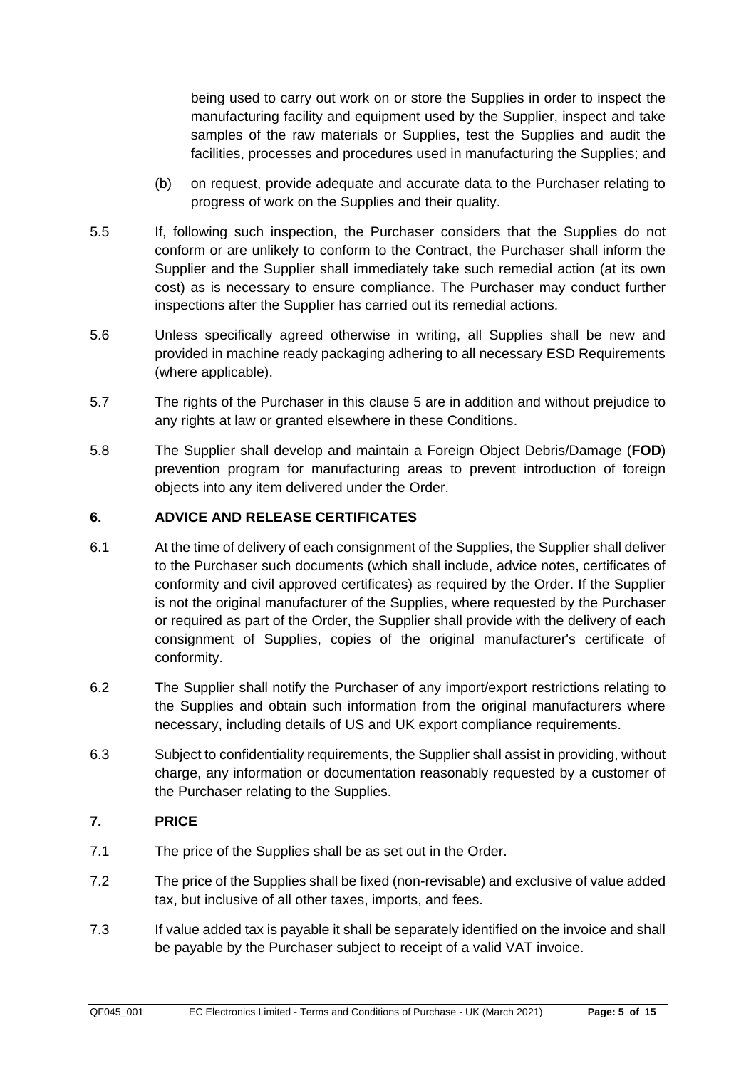being used to carry out work on or store the Supplies in order to inspect the manufacturing facility and equipment used by the Supplier, inspect and take samples of the raw materials or Supplies, test the Supplies and audit the facilities, processes and procedures used in manufacturing the Supplies; and

(b) on request, provide adequate and accurate data to the Purchaser relating to progress of work on the Supplies and their quality.

5.5 If, following such inspection, the Purchaser considers that the Supplies do not conform or are unlikely to conform to the Contract, the Purchaser shall inform the Supplier and the Supplier shall immediately take such remedial action (at its own cost) as is necessary to ensure compliance. The Purchaser may conduct further inspections after the Supplier has carried out its remedial actions.

5.6 Unless specifically agreed otherwise in writing, all Supplies shall be new and provided in machine ready packaging adhering to all necessary ESD Requirements (where applicable).

5.7 The rights of the Purchaser in this clause 5 are in addition and without prejudice to any rights at law or granted elsewhere in these Conditions.

5.8 The Supplier shall develop and maintain a Foreign Object Debris/Damage (**FOD**) prevention program for manufacturing areas to prevent introduction of foreign objects into any item delivered under the Order.

## 6. ADVICE AND RELEASE CERTIFICATES

6.1 At the time of delivery of each consignment of the Supplies, the Supplier shall deliver to the Purchaser such documents (which shall include, advice notes, certificates of conformity and civil approved certificates) as required by the Order. If the Supplier is not the original manufacturer of the Supplies, where requested by the Purchaser or required as part of the Order, the Supplier shall provide with the delivery of each consignment of Supplies, copies of the original manufacturer's certificate of conformity.

6.2 The Supplier shall notify the Purchaser of any import/export restrictions relating to the Supplies and obtain such information from the original manufacturers where necessary, including details of US and UK export compliance requirements.

6.3 Subject to confidentiality requirements, the Supplier shall assist in providing, without charge, any information or documentation reasonably requested by a customer of the Purchaser relating to the Supplies.

## 7. PRICE

7.1 The price of the Supplies shall be as set out in the Order.

7.2 The price of the Supplies shall be fixed (non-revisable) and exclusive of value added tax, but inclusive of all other taxes, imports, and fees.

7.3 If value added tax is payable it shall be separately identified on the invoice and shall be payable by the Purchaser subject to receipt of a valid VAT invoice.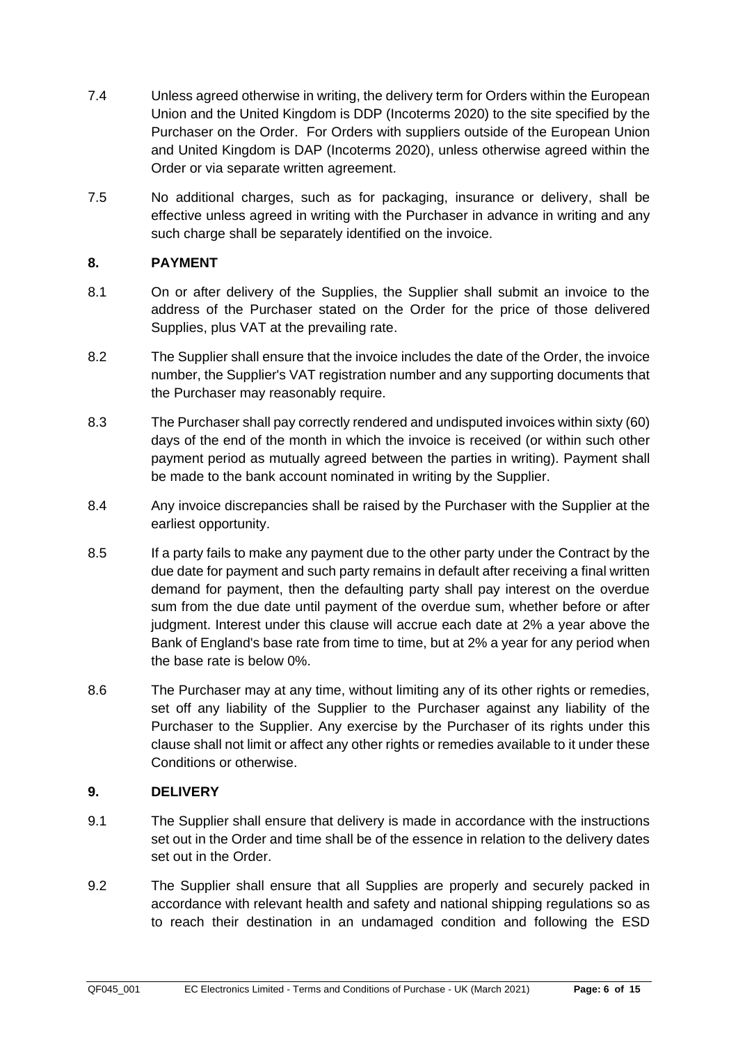7.4 Unless agreed otherwise in writing, the delivery term for Orders within the European Union and the United Kingdom is DDP (Incoterms 2020) to the site specified by the Purchaser on the Order. For Orders with suppliers outside of the European Union and United Kingdom is DAP (Incoterms 2020), unless otherwise agreed within the Order or via separate written agreement.

7.5 No additional charges, such as for packaging, insurance or delivery, shall be effective unless agreed in writing with the Purchaser in advance in writing and any such charge shall be separately identified on the invoice.

## 8. PAYMENT

8.1 On or after delivery of the Supplies, the Supplier shall submit an invoice to the address of the Purchaser stated on the Order for the price of those delivered Supplies, plus VAT at the prevailing rate.

8.2 The Supplier shall ensure that the invoice includes the date of the Order, the invoice number, the Supplier's VAT registration number and any supporting documents that the Purchaser may reasonably require.

8.3 The Purchaser shall pay correctly rendered and undisputed invoices within sixty (60) days of the end of the month in which the invoice is received (or within such other payment period as mutually agreed between the parties in writing). Payment shall be made to the bank account nominated in writing by the Supplier.

8.4 Any invoice discrepancies shall be raised by the Purchaser with the Supplier at the earliest opportunity.

8.5 If a party fails to make any payment due to the other party under the Contract by the due date for payment and such party remains in default after receiving a final written demand for payment, then the defaulting party shall pay interest on the overdue sum from the due date until payment of the overdue sum, whether before or after judgment. Interest under this clause will accrue each date at 2% a year above the Bank of England's base rate from time to time, but at 2% a year for any period when the base rate is below 0%.

8.6 The Purchaser may at any time, without limiting any of its other rights or remedies, set off any liability of the Supplier to the Purchaser against any liability of the Purchaser to the Supplier. Any exercise by the Purchaser of its rights under this clause shall not limit or affect any other rights or remedies available to it under these Conditions or otherwise.

## 9. DELIVERY

9.1 The Supplier shall ensure that delivery is made in accordance with the instructions set out in the Order and time shall be of the essence in relation to the delivery dates set out in the Order.

9.2 The Supplier shall ensure that all Supplies are properly and securely packed in accordance with relevant health and safety and national shipping regulations so as to reach their destination in an undamaged condition and following the ESD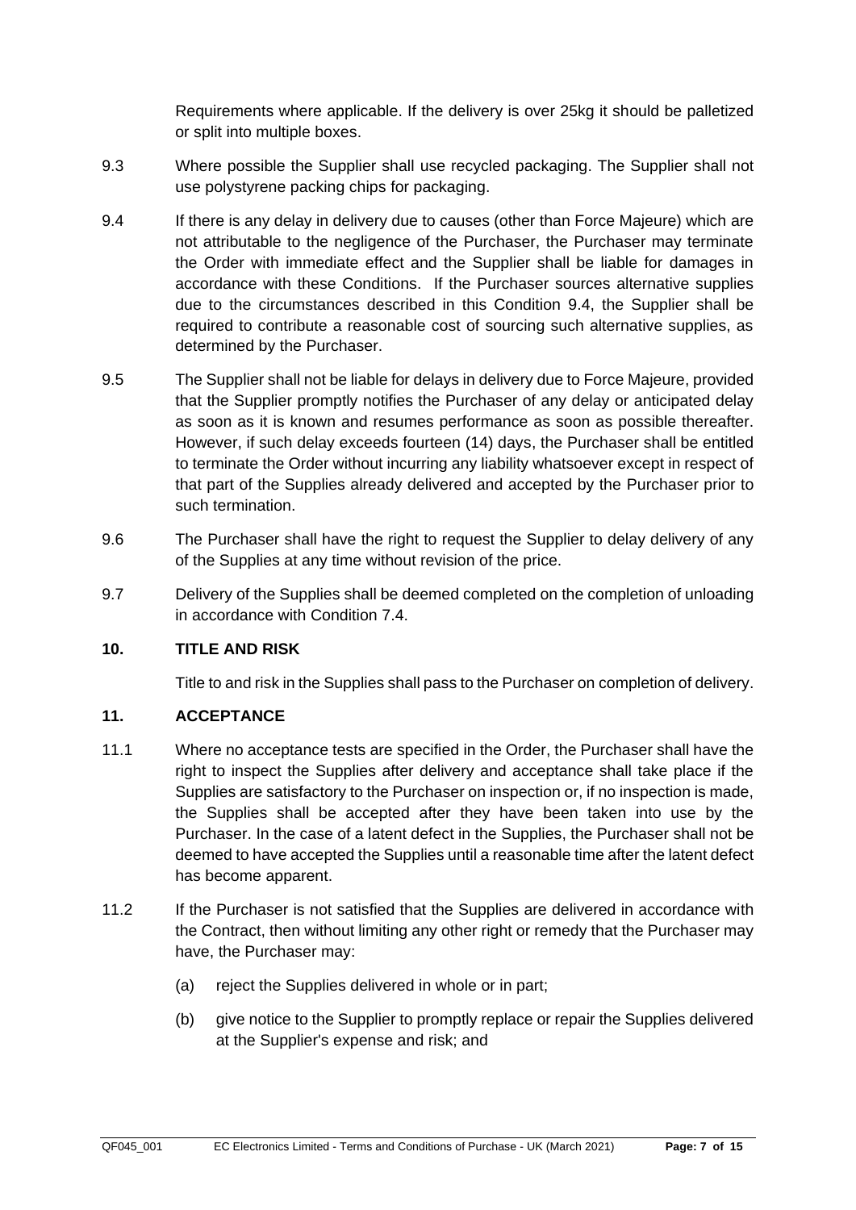Requirements where applicable. If the delivery is over 25kg it should be palletized or split into multiple boxes.

9.3 Where possible the Supplier shall use recycled packaging. The Supplier shall not use polystyrene packing chips for packaging.

9.4 If there is any delay in delivery due to causes (other than Force Majeure) which are not attributable to the negligence of the Purchaser, the Purchaser may terminate the Order with immediate effect and the Supplier shall be liable for damages in accordance with these Conditions. If the Purchaser sources alternative supplies due to the circumstances described in this Condition 9.4, the Supplier shall be required to contribute a reasonable cost of sourcing such alternative supplies, as determined by the Purchaser.

9.5 The Supplier shall not be liable for delays in delivery due to Force Majeure, provided that the Supplier promptly notifies the Purchaser of any delay or anticipated delay as soon as it is known and resumes performance as soon as possible thereafter. However, if such delay exceeds fourteen (14) days, the Purchaser shall be entitled to terminate the Order without incurring any liability whatsoever except in respect of that part of the Supplies already delivered and accepted by the Purchaser prior to such termination.

9.6 The Purchaser shall have the right to request the Supplier to delay delivery of any of the Supplies at any time without revision of the price.

9.7 Delivery of the Supplies shall be deemed completed on the completion of unloading in accordance with Condition 7.4.

## 10. TITLE AND RISK

Title to and risk in the Supplies shall pass to the Purchaser on completion of delivery.

## 11. ACCEPTANCE

11.1 Where no acceptance tests are specified in the Order, the Purchaser shall have the right to inspect the Supplies after delivery and acceptance shall take place if the Supplies are satisfactory to the Purchaser on inspection or, if no inspection is made, the Supplies shall be accepted after they have been taken into use by the Purchaser. In the case of a latent defect in the Supplies, the Purchaser shall not be deemed to have accepted the Supplies until a reasonable time after the latent defect has become apparent.

11.2 If the Purchaser is not satisfied that the Supplies are delivered in accordance with the Contract, then without limiting any other right or remedy that the Purchaser may have, the Purchaser may:

(a) reject the Supplies delivered in whole or in part;

(b) give notice to the Supplier to promptly replace or repair the Supplies delivered at the Supplier's expense and risk; and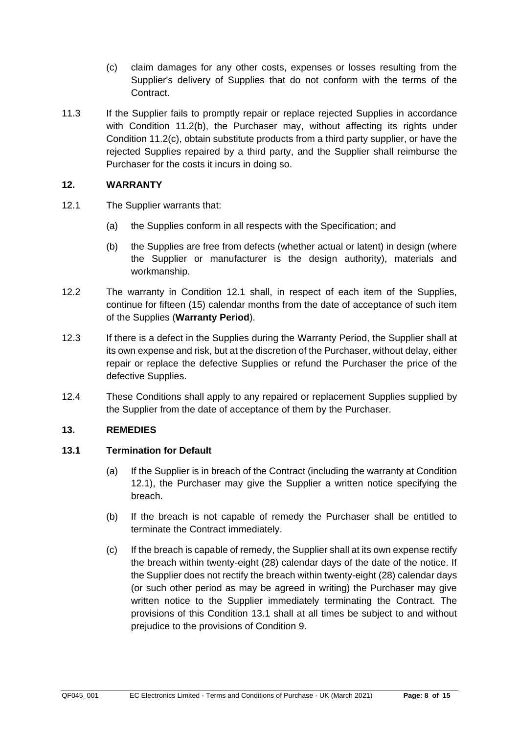(c) claim damages for any other costs, expenses or losses resulting from the Supplier's delivery of Supplies that do not conform with the terms of the Contract.

11.3 If the Supplier fails to promptly repair or replace rejected Supplies in accordance with Condition 11.2(b), the Purchaser may, without affecting its rights under Condition 11.2(c), obtain substitute products from a third party supplier, or have the rejected Supplies repaired by a third party, and the Supplier shall reimburse the Purchaser for the costs it incurs in doing so.

## 12. WARRANTY

12.1 The Supplier warrants that:

(a) the Supplies conform in all respects with the Specification; and

(b) the Supplies are free from defects (whether actual or latent) in design (where the Supplier or manufacturer is the design authority), materials and workmanship.

12.2 The warranty in Condition 12.1 shall, in respect of each item of the Supplies, continue for fifteen (15) calendar months from the date of acceptance of such item of the Supplies (**Warranty Period**).

12.3 If there is a defect in the Supplies during the Warranty Period, the Supplier shall at its own expense and risk, but at the discretion of the Purchaser, without delay, either repair or replace the defective Supplies or refund the Purchaser the price of the defective Supplies.

12.4 These Conditions shall apply to any repaired or replacement Supplies supplied by the Supplier from the date of acceptance of them by the Purchaser.

## 13. REMEDIES

### 13.1 Termination for Default

(a) If the Supplier is in breach of the Contract (including the warranty at Condition 12.1), the Purchaser may give the Supplier a written notice specifying the breach.

(b) If the breach is not capable of remedy the Purchaser shall be entitled to terminate the Contract immediately.

(c) If the breach is capable of remedy, the Supplier shall at its own expense rectify the breach within twenty-eight (28) calendar days of the date of the notice. If the Supplier does not rectify the breach within twenty-eight (28) calendar days (or such other period as may be agreed in writing) the Purchaser may give written notice to the Supplier immediately terminating the Contract. The provisions of this Condition 13.1 shall at all times be subject to and without prejudice to the provisions of Condition 9.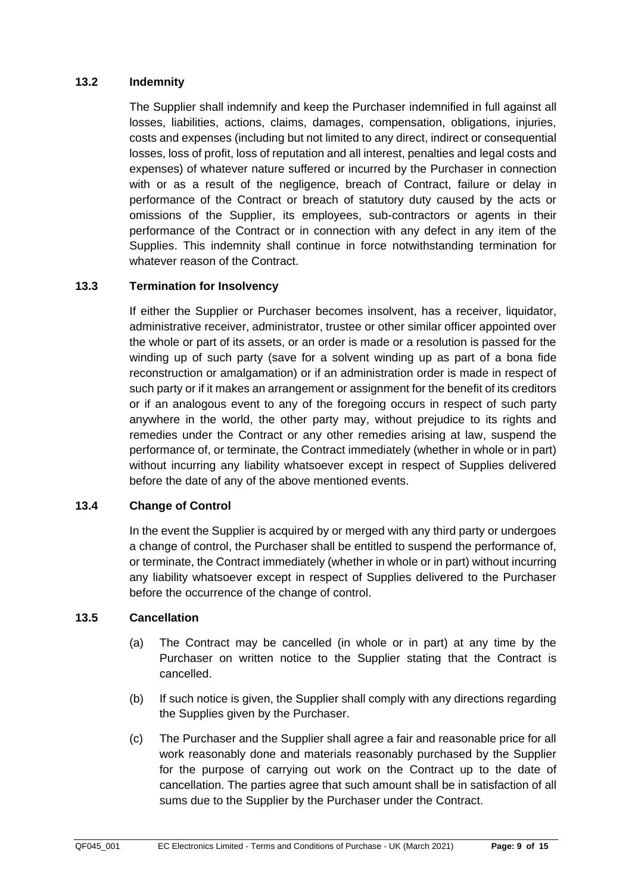### 13.2 Indemnity

The Supplier shall indemnify and keep the Purchaser indemnified in full against all losses, liabilities, actions, claims, damages, compensation, obligations, injuries, costs and expenses (including but not limited to any direct, indirect or consequential losses, loss of profit, loss of reputation and all interest, penalties and legal costs and expenses) of whatever nature suffered or incurred by the Purchaser in connection with or as a result of the negligence, breach of Contract, failure or delay in performance of the Contract or breach of statutory duty caused by the acts or omissions of the Supplier, its employees, sub-contractors or agents in their performance of the Contract or in connection with any defect in any item of the Supplies. This indemnity shall continue in force notwithstanding termination for whatever reason of the Contract.

### 13.3 Termination for Insolvency

If either the Supplier or Purchaser becomes insolvent, has a receiver, liquidator, administrative receiver, administrator, trustee or other similar officer appointed over the whole or part of its assets, or an order is made or a resolution is passed for the winding up of such party (save for a solvent winding up as part of a bona fide reconstruction or amalgamation) or if an administration order is made in respect of such party or if it makes an arrangement or assignment for the benefit of its creditors or if an analogous event to any of the foregoing occurs in respect of such party anywhere in the world, the other party may, without prejudice to its rights and remedies under the Contract or any other remedies arising at law, suspend the performance of, or terminate, the Contract immediately (whether in whole or in part) without incurring any liability whatsoever except in respect of Supplies delivered before the date of any of the above mentioned events.

### 13.4 Change of Control

In the event the Supplier is acquired by or merged with any third party or undergoes a change of control, the Purchaser shall be entitled to suspend the performance of, or terminate, the Contract immediately (whether in whole or in part) without incurring any liability whatsoever except in respect of Supplies delivered to the Purchaser before the occurrence of the change of control.

### 13.5 Cancellation

(a) The Contract may be cancelled (in whole or in part) at any time by the Purchaser on written notice to the Supplier stating that the Contract is cancelled.

(b) If such notice is given, the Supplier shall comply with any directions regarding the Supplies given by the Purchaser.

(c) The Purchaser and the Supplier shall agree a fair and reasonable price for all work reasonably done and materials reasonably purchased by the Supplier for the purpose of carrying out work on the Contract up to the date of cancellation. The parties agree that such amount shall be in satisfaction of all sums due to the Supplier by the Purchaser under the Contract.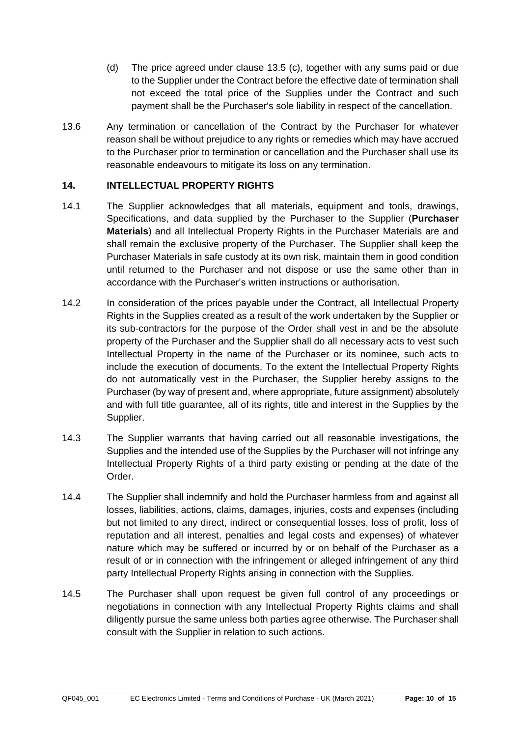(d) The price agreed under clause 13.5 (c), together with any sums paid or due to the Supplier under the Contract before the effective date of termination shall not exceed the total price of the Supplies under the Contract and such payment shall be the Purchaser's sole liability in respect of the cancellation.

13.6 Any termination or cancellation of the Contract by the Purchaser for whatever reason shall be without prejudice to any rights or remedies which may have accrued to the Purchaser prior to termination or cancellation and the Purchaser shall use its reasonable endeavours to mitigate its loss on any termination.

## 14. INTELLECTUAL PROPERTY RIGHTS

14.1 The Supplier acknowledges that all materials, equipment and tools, drawings, Specifications, and data supplied by the Purchaser to the Supplier (**Purchaser Materials**) and all Intellectual Property Rights in the Purchaser Materials are and shall remain the exclusive property of the Purchaser. The Supplier shall keep the Purchaser Materials in safe custody at its own risk, maintain them in good condition until returned to the Purchaser and not dispose or use the same other than in accordance with the Purchaser's written instructions or authorisation.

14.2 In consideration of the prices payable under the Contract, all Intellectual Property Rights in the Supplies created as a result of the work undertaken by the Supplier or its sub-contractors for the purpose of the Order shall vest in and be the absolute property of the Purchaser and the Supplier shall do all necessary acts to vest such Intellectual Property in the name of the Purchaser or its nominee, such acts to include the execution of documents. To the extent the Intellectual Property Rights do not automatically vest in the Purchaser, the Supplier hereby assigns to the Purchaser (by way of present and, where appropriate, future assignment) absolutely and with full title guarantee, all of its rights, title and interest in the Supplies by the Supplier.

14.3 The Supplier warrants that having carried out all reasonable investigations, the Supplies and the intended use of the Supplies by the Purchaser will not infringe any Intellectual Property Rights of a third party existing or pending at the date of the Order.

14.4 The Supplier shall indemnify and hold the Purchaser harmless from and against all losses, liabilities, actions, claims, damages, injuries, costs and expenses (including but not limited to any direct, indirect or consequential losses, loss of profit, loss of reputation and all interest, penalties and legal costs and expenses) of whatever nature which may be suffered or incurred by or on behalf of the Purchaser as a result of or in connection with the infringement or alleged infringement of any third party Intellectual Property Rights arising in connection with the Supplies.

14.5 The Purchaser shall upon request be given full control of any proceedings or negotiations in connection with any Intellectual Property Rights claims and shall diligently pursue the same unless both parties agree otherwise. The Purchaser shall consult with the Supplier in relation to such actions.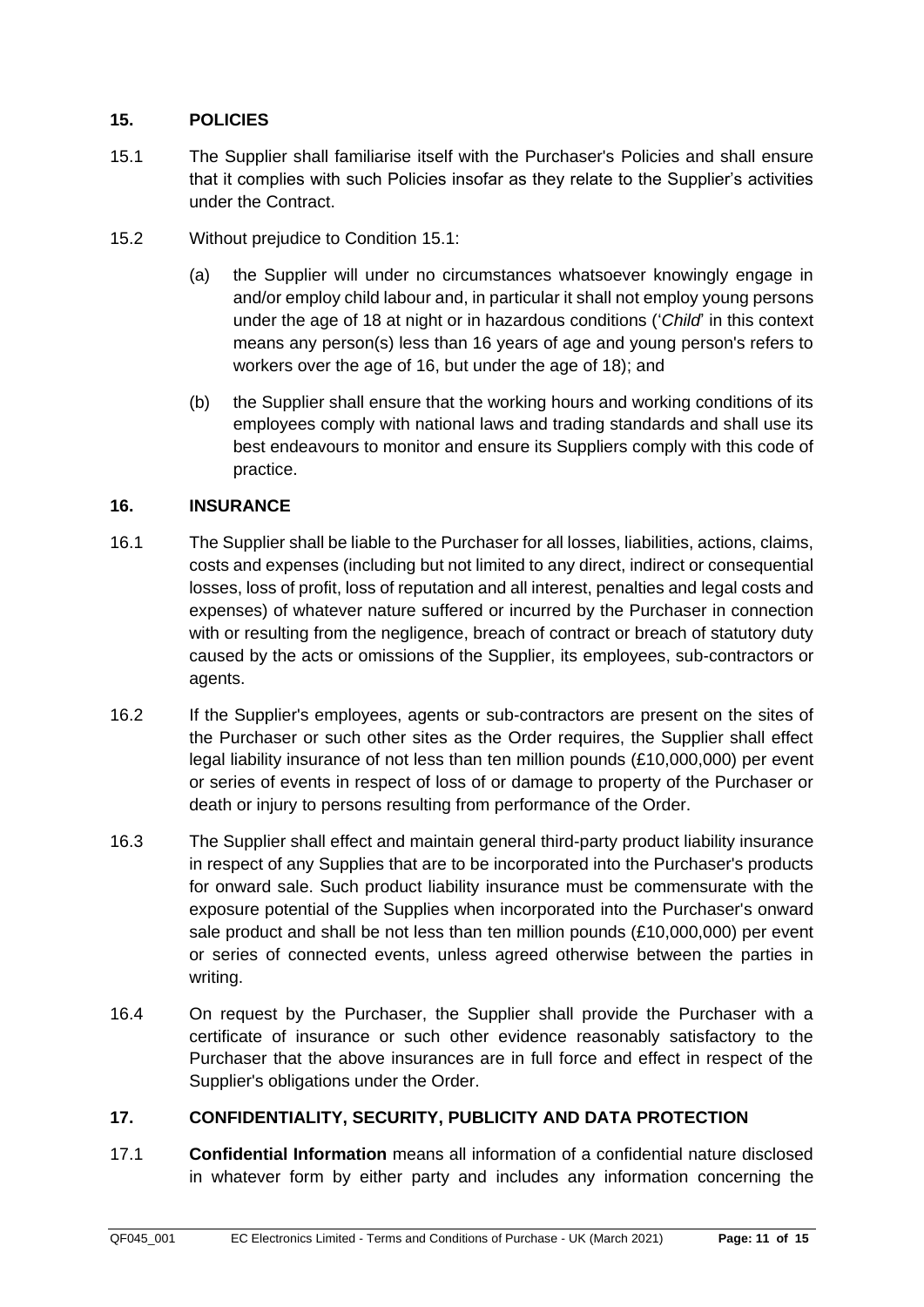## 15. POLICIES

15.1 The Supplier shall familiarise itself with the Purchaser's Policies and shall ensure that it complies with such Policies insofar as they relate to the Supplier's activities under the Contract.

15.2 Without prejudice to Condition 15.1:

(a) the Supplier will under no circumstances whatsoever knowingly engage in and/or employ child labour and, in particular it shall not employ young persons under the age of 18 at night or in hazardous conditions ('*Child*' in this context means any person(s) less than 16 years of age and young person's refers to workers over the age of 16, but under the age of 18); and

(b) the Supplier shall ensure that the working hours and working conditions of its employees comply with national laws and trading standards and shall use its best endeavours to monitor and ensure its Suppliers comply with this code of practice.

## 16. INSURANCE

16.1 The Supplier shall be liable to the Purchaser for all losses, liabilities, actions, claims, costs and expenses (including but not limited to any direct, indirect or consequential losses, loss of profit, loss of reputation and all interest, penalties and legal costs and expenses) of whatever nature suffered or incurred by the Purchaser in connection with or resulting from the negligence, breach of contract or breach of statutory duty caused by the acts or omissions of the Supplier, its employees, sub-contractors or agents.

16.2 If the Supplier's employees, agents or sub-contractors are present on the sites of the Purchaser or such other sites as the Order requires, the Supplier shall effect legal liability insurance of not less than ten million pounds (£10,000,000) per event or series of events in respect of loss of or damage to property of the Purchaser or death or injury to persons resulting from performance of the Order.

16.3 The Supplier shall effect and maintain general third-party product liability insurance in respect of any Supplies that are to be incorporated into the Purchaser's products for onward sale. Such product liability insurance must be commensurate with the exposure potential of the Supplies when incorporated into the Purchaser's onward sale product and shall be not less than ten million pounds (£10,000,000) per event or series of connected events, unless agreed otherwise between the parties in writing.

16.4 On request by the Purchaser, the Supplier shall provide the Purchaser with a certificate of insurance or such other evidence reasonably satisfactory to the Purchaser that the above insurances are in full force and effect in respect of the Supplier's obligations under the Order.

## 17. CONFIDENTIALITY, SECURITY, PUBLICITY AND DATA PROTECTION

17.1 **Confidential Information** means all information of a confidential nature disclosed in whatever form by either party and includes any information concerning the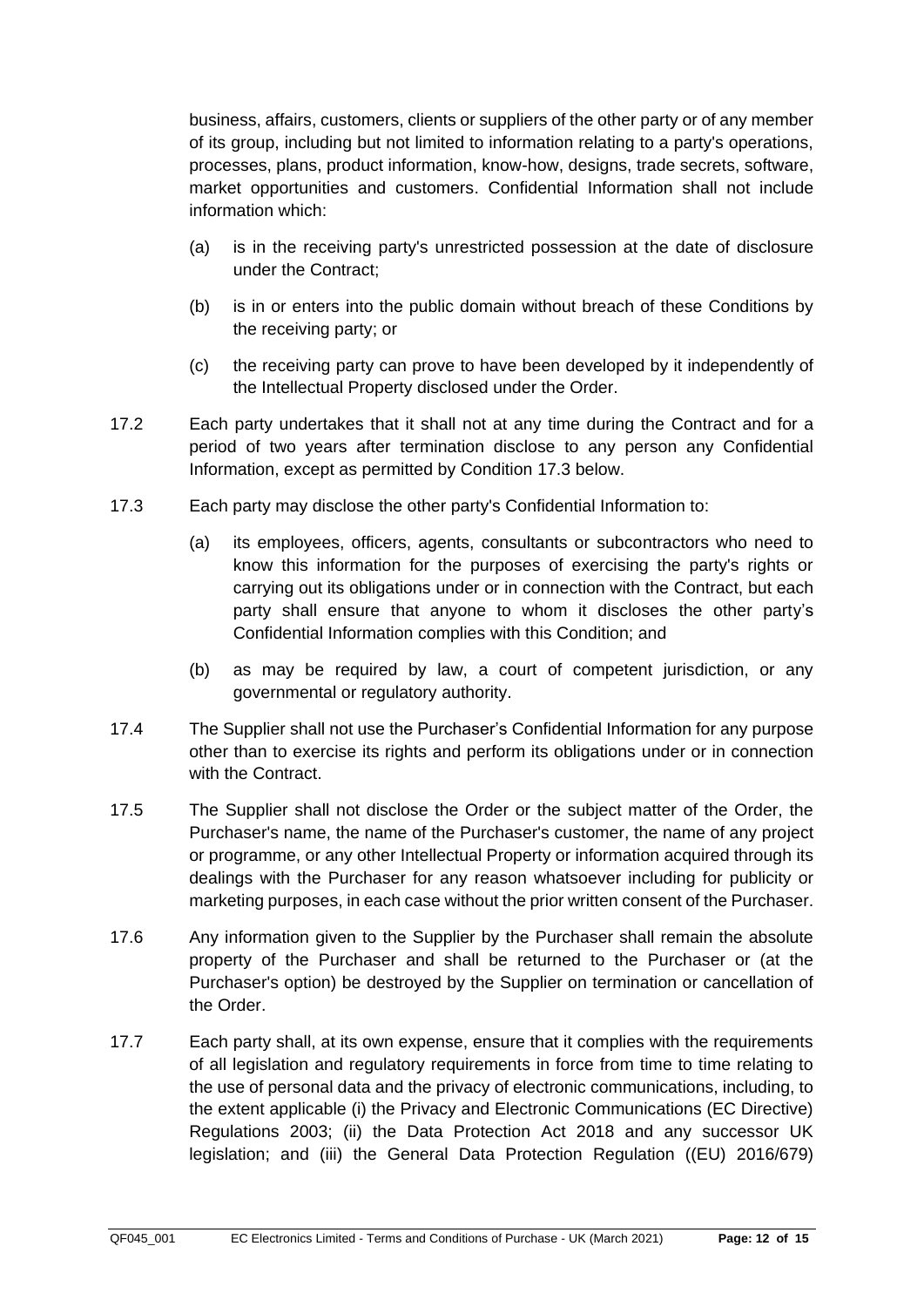business, affairs, customers, clients or suppliers of the other party or of any member of its group, including but not limited to information relating to a party's operations, processes, plans, product information, know-how, designs, trade secrets, software, market opportunities and customers. Confidential Information shall not include information which:

(a) is in the receiving party's unrestricted possession at the date of disclosure under the Contract;

(b) is in or enters into the public domain without breach of these Conditions by the receiving party; or

(c) the receiving party can prove to have been developed by it independently of the Intellectual Property disclosed under the Order.

17.2 Each party undertakes that it shall not at any time during the Contract and for a period of two years after termination disclose to any person any Confidential Information, except as permitted by Condition 17.3 below.

17.3 Each party may disclose the other party's Confidential Information to:

(a) its employees, officers, agents, consultants or subcontractors who need to know this information for the purposes of exercising the party's rights or carrying out its obligations under or in connection with the Contract, but each party shall ensure that anyone to whom it discloses the other party's Confidential Information complies with this Condition; and

(b) as may be required by law, a court of competent jurisdiction, or any governmental or regulatory authority.

17.4 The Supplier shall not use the Purchaser's Confidential Information for any purpose other than to exercise its rights and perform its obligations under or in connection with the Contract.

17.5 The Supplier shall not disclose the Order or the subject matter of the Order, the Purchaser's name, the name of the Purchaser's customer, the name of any project or programme, or any other Intellectual Property or information acquired through its dealings with the Purchaser for any reason whatsoever including for publicity or marketing purposes, in each case without the prior written consent of the Purchaser.

17.6 Any information given to the Supplier by the Purchaser shall remain the absolute property of the Purchaser and shall be returned to the Purchaser or (at the Purchaser's option) be destroyed by the Supplier on termination or cancellation of the Order.

17.7 Each party shall, at its own expense, ensure that it complies with the requirements of all legislation and regulatory requirements in force from time to time relating to the use of personal data and the privacy of electronic communications, including, to the extent applicable (i) the Privacy and Electronic Communications (EC Directive) Regulations 2003; (ii) the Data Protection Act 2018 and any successor UK legislation; and (iii) the General Data Protection Regulation ((EU) 2016/679)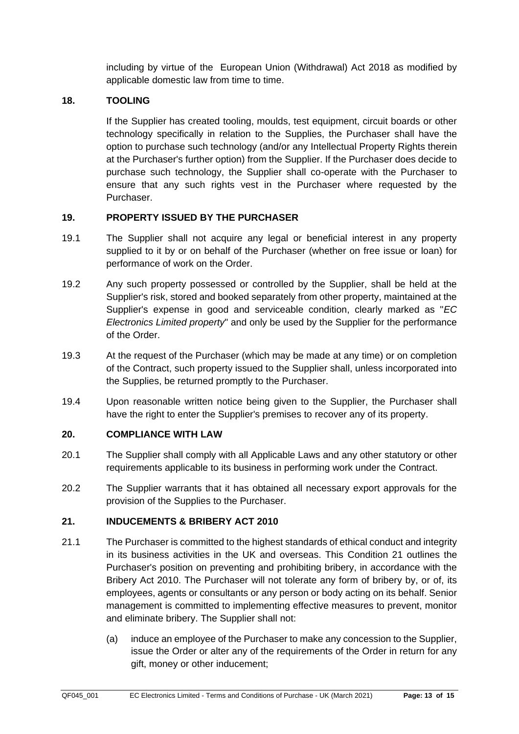including by virtue of the European Union (Withdrawal) Act 2018 as modified by applicable domestic law from time to time.

## 18. TOOLING

If the Supplier has created tooling, moulds, test equipment, circuit boards or other technology specifically in relation to the Supplies, the Purchaser shall have the option to purchase such technology (and/or any Intellectual Property Rights therein at the Purchaser's further option) from the Supplier. If the Purchaser does decide to purchase such technology, the Supplier shall co-operate with the Purchaser to ensure that any such rights vest in the Purchaser where requested by the Purchaser.

## 19. PROPERTY ISSUED BY THE PURCHASER

19.1 The Supplier shall not acquire any legal or beneficial interest in any property supplied to it by or on behalf of the Purchaser (whether on free issue or loan) for performance of work on the Order.

19.2 Any such property possessed or controlled by the Supplier, shall be held at the Supplier's risk, stored and booked separately from other property, maintained at the Supplier's expense in good and serviceable condition, clearly marked as "*EC Electronics Limited property*" and only be used by the Supplier for the performance of the Order.

19.3 At the request of the Purchaser (which may be made at any time) or on completion of the Contract, such property issued to the Supplier shall, unless incorporated into the Supplies, be returned promptly to the Purchaser.

19.4 Upon reasonable written notice being given to the Supplier, the Purchaser shall have the right to enter the Supplier's premises to recover any of its property.

## 20. COMPLIANCE WITH LAW

20.1 The Supplier shall comply with all Applicable Laws and any other statutory or other requirements applicable to its business in performing work under the Contract.

20.2 The Supplier warrants that it has obtained all necessary export approvals for the provision of the Supplies to the Purchaser.

## 21. INDUCEMENTS & BRIBERY ACT 2010

21.1 The Purchaser is committed to the highest standards of ethical conduct and integrity in its business activities in the UK and overseas. This Condition 21 outlines the Purchaser's position on preventing and prohibiting bribery, in accordance with the Bribery Act 2010. The Purchaser will not tolerate any form of bribery by, or of, its employees, agents or consultants or any person or body acting on its behalf. Senior management is committed to implementing effective measures to prevent, monitor and eliminate bribery. The Supplier shall not:

(a) induce an employee of the Purchaser to make any concession to the Supplier, issue the Order or alter any of the requirements of the Order in return for any gift, money or other inducement;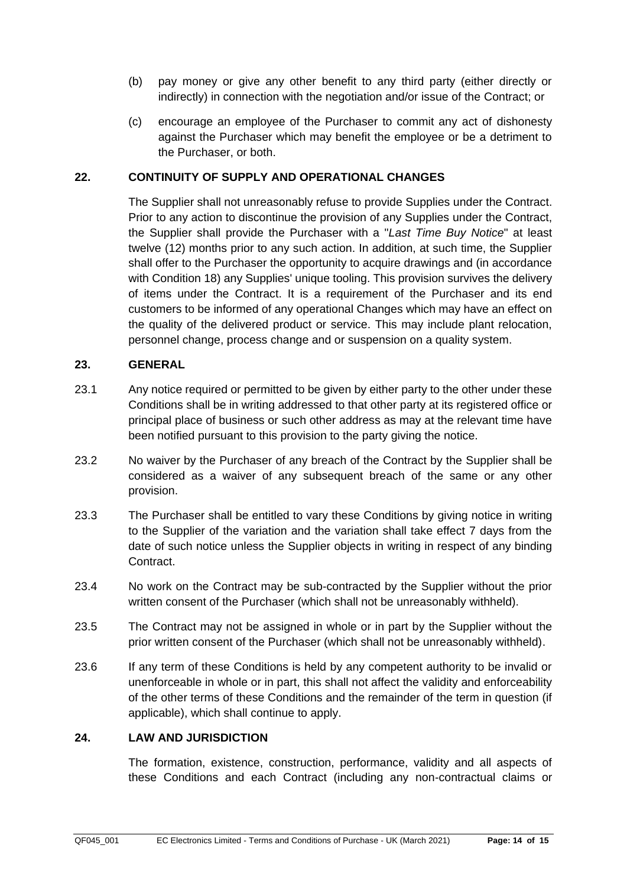(b) pay money or give any other benefit to any third party (either directly or indirectly) in connection with the negotiation and/or issue of the Contract; or

(c) encourage an employee of the Purchaser to commit any act of dishonesty against the Purchaser which may benefit the employee or be a detriment to the Purchaser, or both.

## 22. CONTINUITY OF SUPPLY AND OPERATIONAL CHANGES

The Supplier shall not unreasonably refuse to provide Supplies under the Contract. Prior to any action to discontinue the provision of any Supplies under the Contract, the Supplier shall provide the Purchaser with a "*Last Time Buy Notice*" at least twelve (12) months prior to any such action. In addition, at such time, the Supplier shall offer to the Purchaser the opportunity to acquire drawings and (in accordance with Condition 18) any Supplies' unique tooling. This provision survives the delivery of items under the Contract. It is a requirement of the Purchaser and its end customers to be informed of any operational Changes which may have an effect on the quality of the delivered product or service. This may include plant relocation, personnel change, process change and or suspension on a quality system.

## 23. GENERAL

23.1 Any notice required or permitted to be given by either party to the other under these Conditions shall be in writing addressed to that other party at its registered office or principal place of business or such other address as may at the relevant time have been notified pursuant to this provision to the party giving the notice.

23.2 No waiver by the Purchaser of any breach of the Contract by the Supplier shall be considered as a waiver of any subsequent breach of the same or any other provision.

23.3 The Purchaser shall be entitled to vary these Conditions by giving notice in writing to the Supplier of the variation and the variation shall take effect 7 days from the date of such notice unless the Supplier objects in writing in respect of any binding Contract.

23.4 No work on the Contract may be sub-contracted by the Supplier without the prior written consent of the Purchaser (which shall not be unreasonably withheld).

23.5 The Contract may not be assigned in whole or in part by the Supplier without the prior written consent of the Purchaser (which shall not be unreasonably withheld).

23.6 If any term of these Conditions is held by any competent authority to be invalid or unenforceable in whole or in part, this shall not affect the validity and enforceability of the other terms of these Conditions and the remainder of the term in question (if applicable), which shall continue to apply.

## 24. LAW AND JURISDICTION

The formation, existence, construction, performance, validity and all aspects of these Conditions and each Contract (including any non-contractual claims or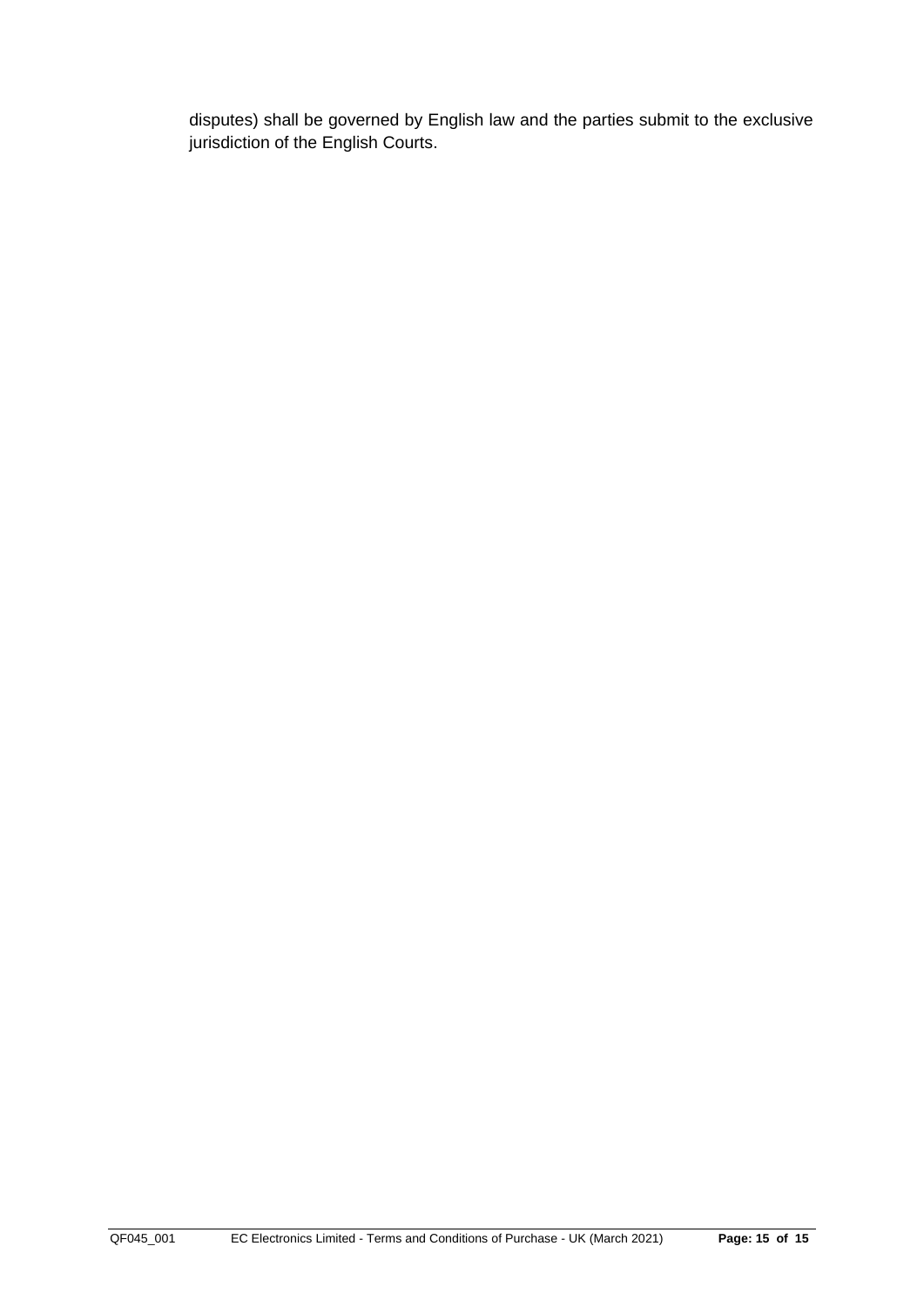disputes) shall be governed by English law and the parties submit to the exclusive jurisdiction of the English Courts.